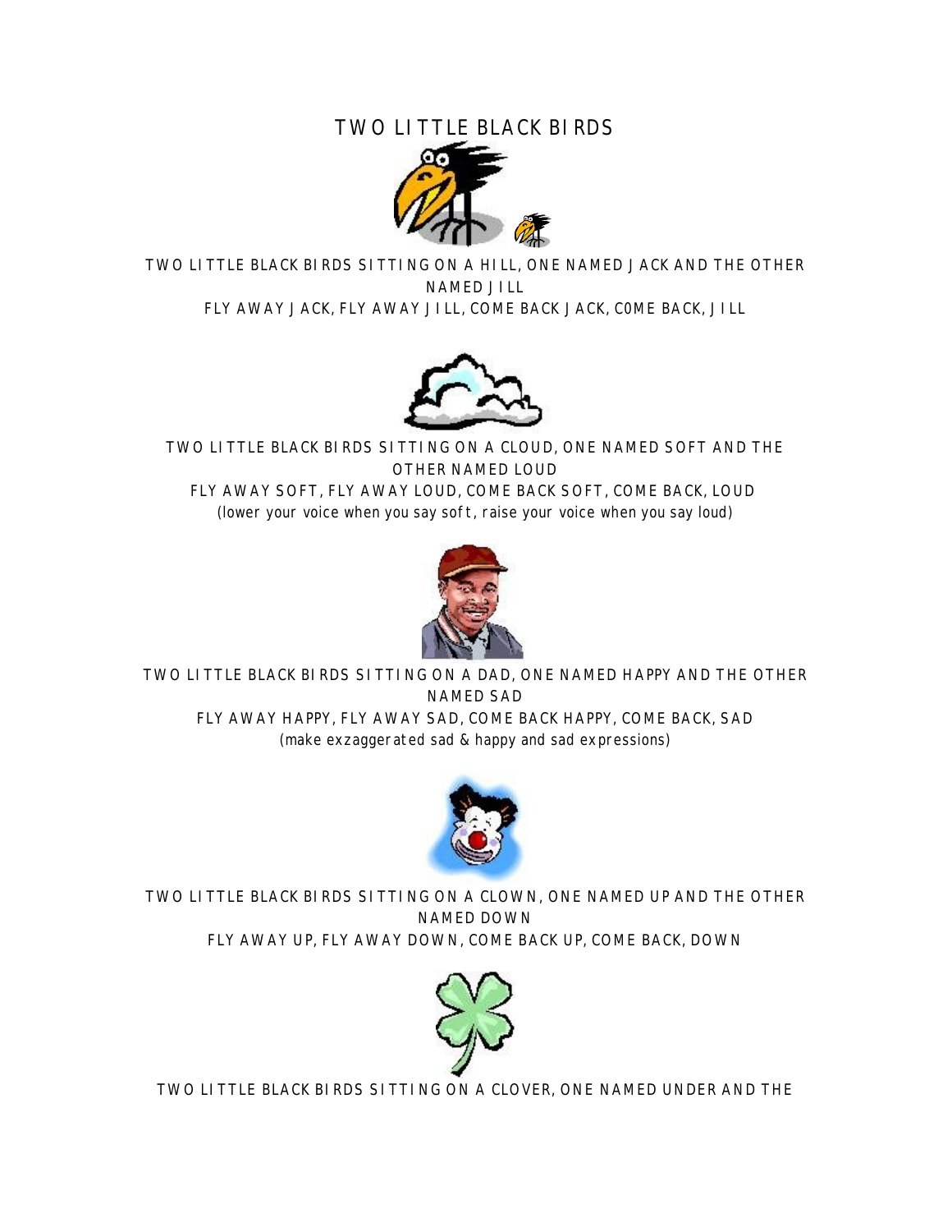# TWO LITTLE BLACK BIRDS

TWO LITTLE BLACK BIRDS SITTING ON A HILL, ONE NAMED JACK AND THE OTHER NAMED JILL
FLY AWAY JACK, FLY AWAY JILL, COME BACK JACK, C0ME BACK, JILL

TWO LITTLE BLACK BIRDS SITTING ON A CLOUD, ONE NAMED SOFT AND THE OTHER NAMED LOUD
FLY AWAY SOFT, FLY AWAY LOUD, COME BACK SOFT, COME BACK, LOUD
(lower your voice when you say soft, raise your voice when you say loud)

TWO LITTLE BLACK BIRDS SITTING ON A DAD, ONE NAMED HAPPY AND THE OTHER NAMED SAD
FLY AWAY HAPPY, FLY AWAY SAD, COME BACK HAPPY, COME BACK, SAD
(make exzaggerated sad & happy and sad expressions)

TWO LITTLE BLACK BIRDS SITTING ON A CLOWN, ONE NAMED UP AND THE OTHER NAMED DOWN
FLY AWAY UP, FLY AWAY DOWN, COME BACK UP, COME BACK, DOWN

TWO LITTLE BLACK BIRDS SITTING ON A CLOVER, ONE NAMED UNDER AND THE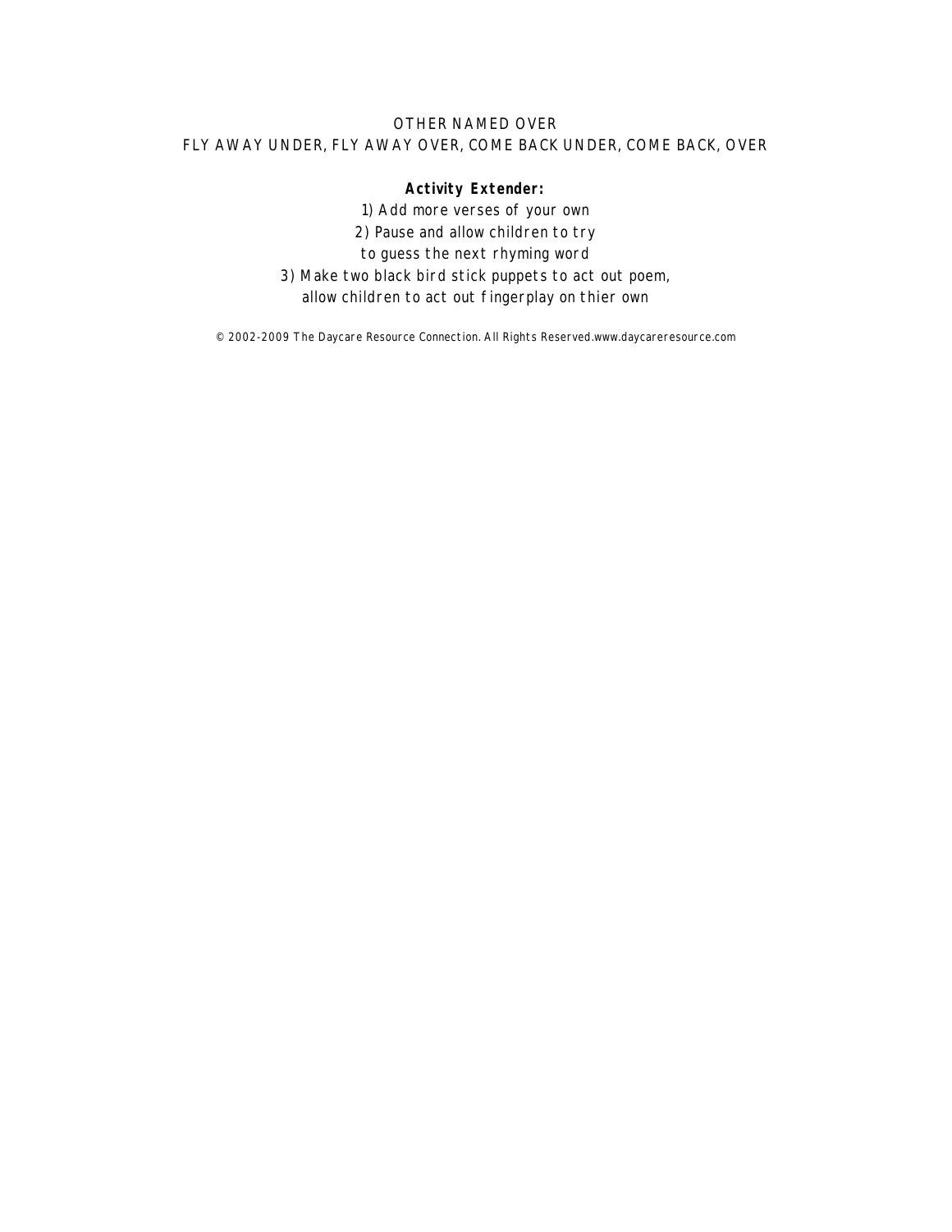OTHER NAMED OVER
FLY AWAY UNDER, FLY AWAY OVER, COME BACK UNDER, COME BACK, OVER

**Activity Extender:**

1) Add more verses of your own
2) Pause and allow children to try to guess the next rhyming word
3) Make two black bird stick puppets to act out poem, allow children to act out fingerplay on thier own

© 2002-2009 The Daycare Resource Connection. All Rights Reserved.www.daycareresource.com